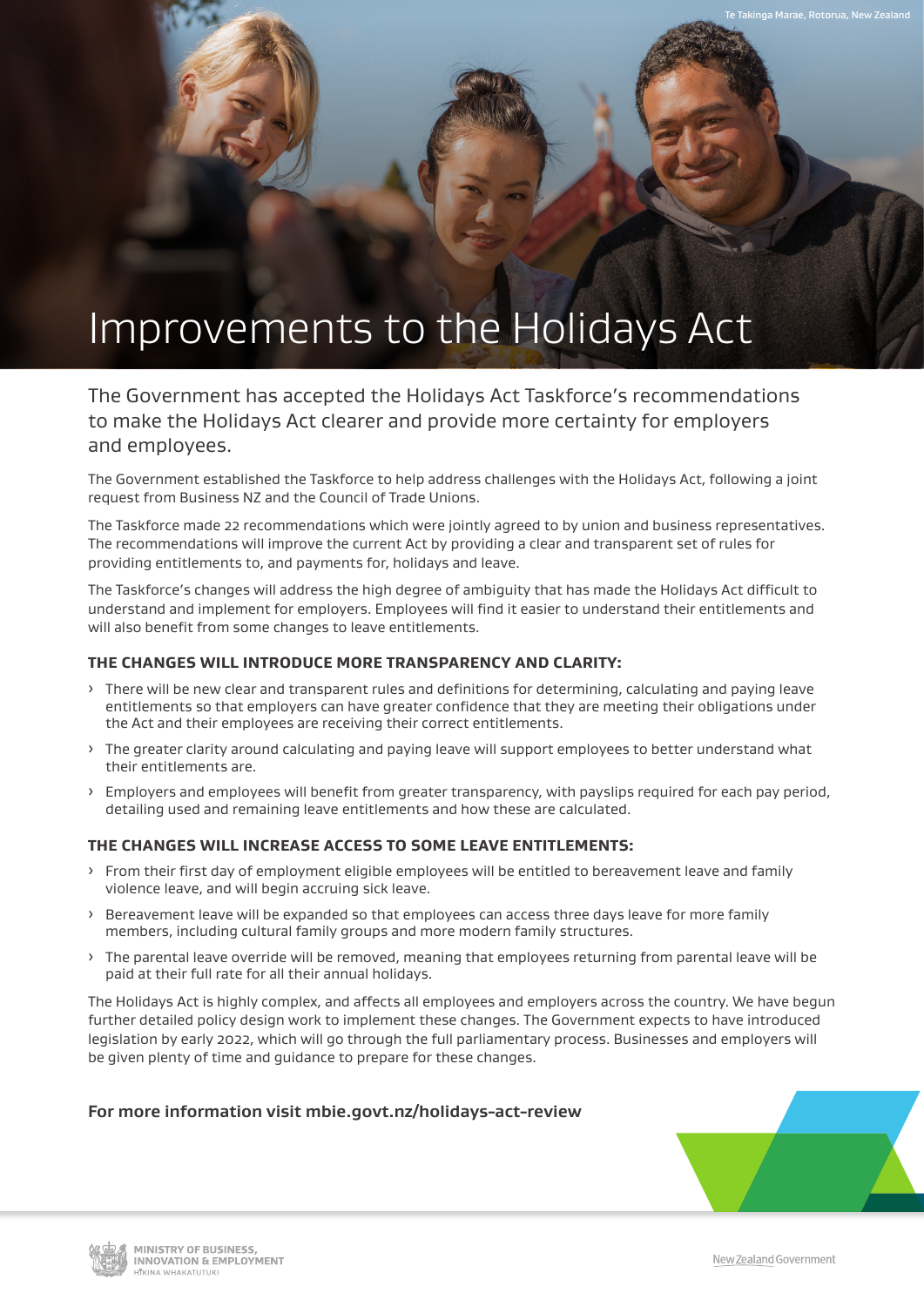Te Takinga Marae, Rotorua, New Zealand

# Improvements to the Holidays Act

The Government has accepted the Holidays Act Taskforce's recommendations to make the Holidays Act clearer and provide more certainty for employers and employees.

The Government established the Taskforce to help address challenges with the Holidays Act, following a joint request from Business NZ and the Council of Trade Unions.

The Taskforce made 22 recommendations which were jointly agreed to by union and business representatives. The recommendations will improve the current Act by providing a clear and transparent set of rules for providing entitlements to, and payments for, holidays and leave.

The Taskforce's changes will address the high degree of ambiguity that has made the Holidays Act difficult to understand and implement for employers. Employees will find it easier to understand their entitlements and will also benefit from some changes to leave entitlements.

### THE CHANGES WILL INTRODUCE MORE TRANSPARENCY AND CLARITY:

- There will be new clear and transparent rules and definitions for determining, calculating and paying leave entitlements so that employers can have greater confidence that they are meeting their obligations under the Act and their employees are receiving their correct entitlements.
- The greater clarity around calculating and paying leave will support employees to better understand what their entitlements are.
- Employers and employees will benefit from greater transparency, with payslips required for each pay period, detailing used and remaining leave entitlements and how these are calculated.

### THE CHANGES WILL INCREASE ACCESS TO SOME LEAVE ENTITLEMENTS:

- From their first day of employment eligible employees will be entitled to bereavement leave and family violence leave, and will begin accruing sick leave.
- Bereavement leave will be expanded so that employees can access three days leave for more family members, including cultural family groups and more modern family structures.
- The parental leave override will be removed, meaning that employees returning from parental leave will be paid at their full rate for all their annual holidays.

The Holidays Act is highly complex, and affects all employees and employers across the country. We have begun further detailed policy design work to implement these changes. The Government expects to have introduced legislation by early 2022, which will go through the full parliamentary process. Businesses and employers will be given plenty of time and guidance to prepare for these changes.

**For more information visit mbie.govt.nz/holidays-act-review**

MINISTRY OF BUSINESS, INNOVATION & EMPLOYMENT
HĪKINA WHAKATUTUKI

New Zealand Government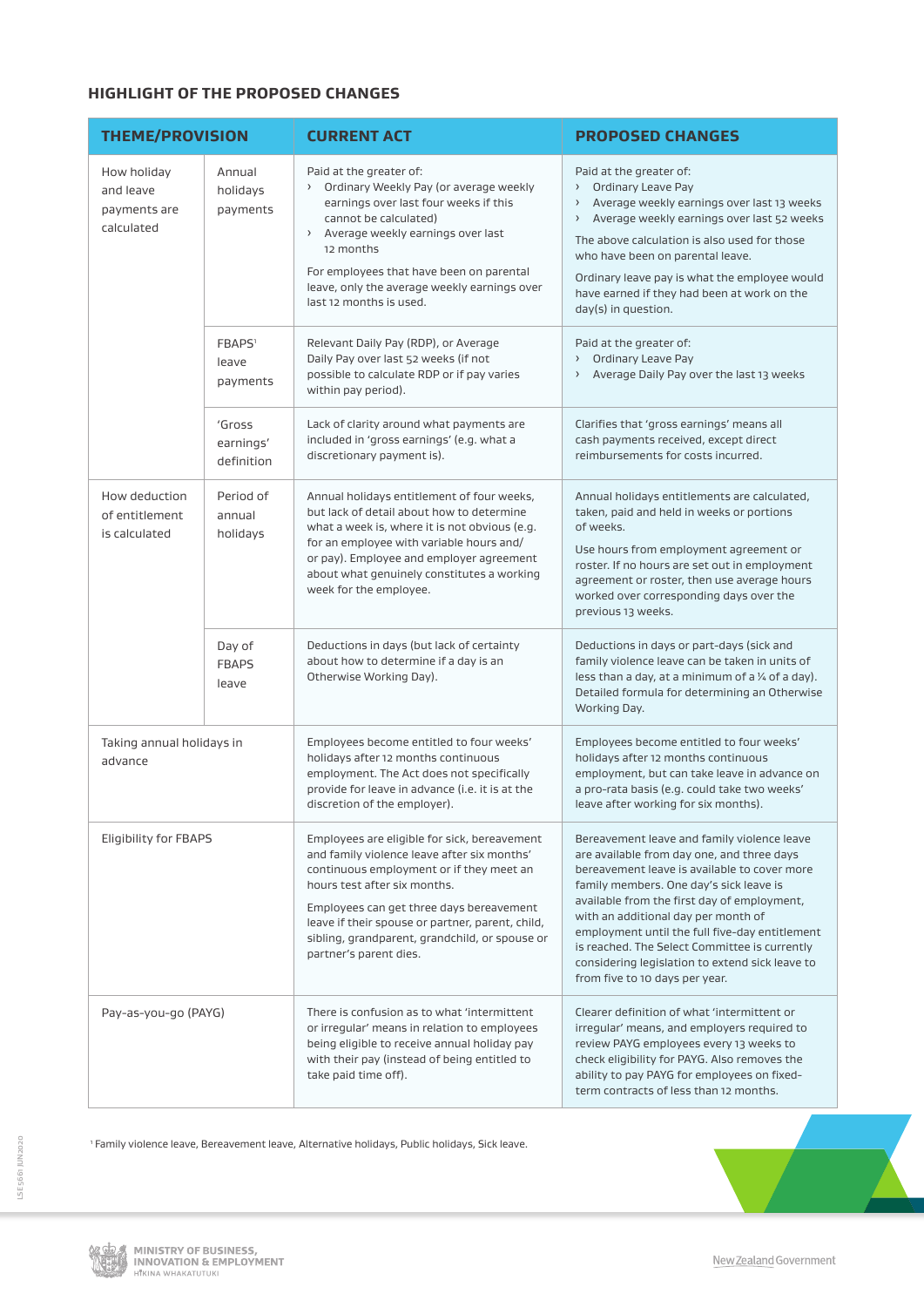## HIGHLIGHT OF THE PROPOSED CHANGES

| THEME/PROVISION | | CURRENT ACT | PROPOSED CHANGES |
|---|---|---|---|
| How holiday and leave payments are calculated | Annual holidays payments | Paid at the greater of:<br>› Ordinary Weekly Pay (or average weekly earnings over last four weeks if this cannot be calculated)<br>› Average weekly earnings over last 12 months<br><br>For employees that have been on parental leave, only the average weekly earnings over last 12 months is used. | Paid at the greater of:<br>› Ordinary Leave Pay<br>› Average weekly earnings over last 13 weeks<br>› Average weekly earnings over last 52 weeks<br><br>The above calculation is also used for those who have been on parental leave.<br><br>Ordinary leave pay is what the employee would have earned if they had been at work on the day(s) in question. |
| | FBAPS[1] leave payments | Relevant Daily Pay (RDP), or Average Daily Pay over last 52 weeks (if not possible to calculate RDP or if pay varies within pay period). | Paid at the greater of:<br>› Ordinary Leave Pay<br>› Average Daily Pay over the last 13 weeks |
| | 'Gross earnings' definition | Lack of clarity around what payments are included in 'gross earnings' (e.g. what a discretionary payment is). | Clarifies that 'gross earnings' means all cash payments received, except direct reimbursements for costs incurred. |
| How deduction of entitlement is calculated | Period of annual holidays | Annual holidays entitlement of four weeks, but lack of detail about how to determine what a week is, where it is not obvious (e.g. for an employee with variable hours and/or pay). Employee and employer agreement about what genuinely constitutes a working week for the employee. | Annual holidays entitlements are calculated, taken, paid and held in weeks or portions of weeks.<br><br>Use hours from employment agreement or roster. If no hours are set out in employment agreement or roster, then use average hours worked over corresponding days over the previous 13 weeks. |
| | Day of FBAPS leave | Deductions in days (but lack of certainty about how to determine if a day is an Otherwise Working Day). | Deductions in days or part-days (sick and family violence leave can be taken in units of less than a day, at a minimum of a ¼ of a day). Detailed formula for determining an Otherwise Working Day. |
| Taking annual holidays in advance | | Employees become entitled to four weeks' holidays after 12 months continuous employment. The Act does not specifically provide for leave in advance (i.e. it is at the discretion of the employer). | Employees become entitled to four weeks' holidays after 12 months continuous employment, but can take leave in advance on a pro-rata basis (e.g. could take two weeks' leave after working for six months). |
| Eligibility for FBAPS | | Employees are eligible for sick, bereavement and family violence leave after six months' continuous employment or if they meet an hours test after six months.<br><br>Employees can get three days bereavement leave if their spouse or partner, parent, child, sibling, grandparent, grandchild, or spouse or partner's parent dies. | Bereavement leave and family violence leave are available from day one, and three days bereavement leave is available to cover more family members. One day's sick leave is available from the first day of employment, with an additional day per month of employment until the full five-day entitlement is reached. The Select Committee is currently considering legislation to extend sick leave to from five to 10 days per year. |
| Pay-as-you-go (PAYG) | | There is confusion as to what 'intermittent or irregular' means in relation to employees being eligible to receive annual holiday pay with their pay (instead of being entitled to take paid time off). | Clearer definition of what 'intermittent or irregular' means, and employers required to review PAYG employees every 13 weeks to check eligibility for PAYG. Also removes the ability to pay PAYG for employees on fixed-term contracts of less than 12 months. |

[1] Family violence leave, Bereavement leave, Alternative holidays, Public holidays, Sick leave.